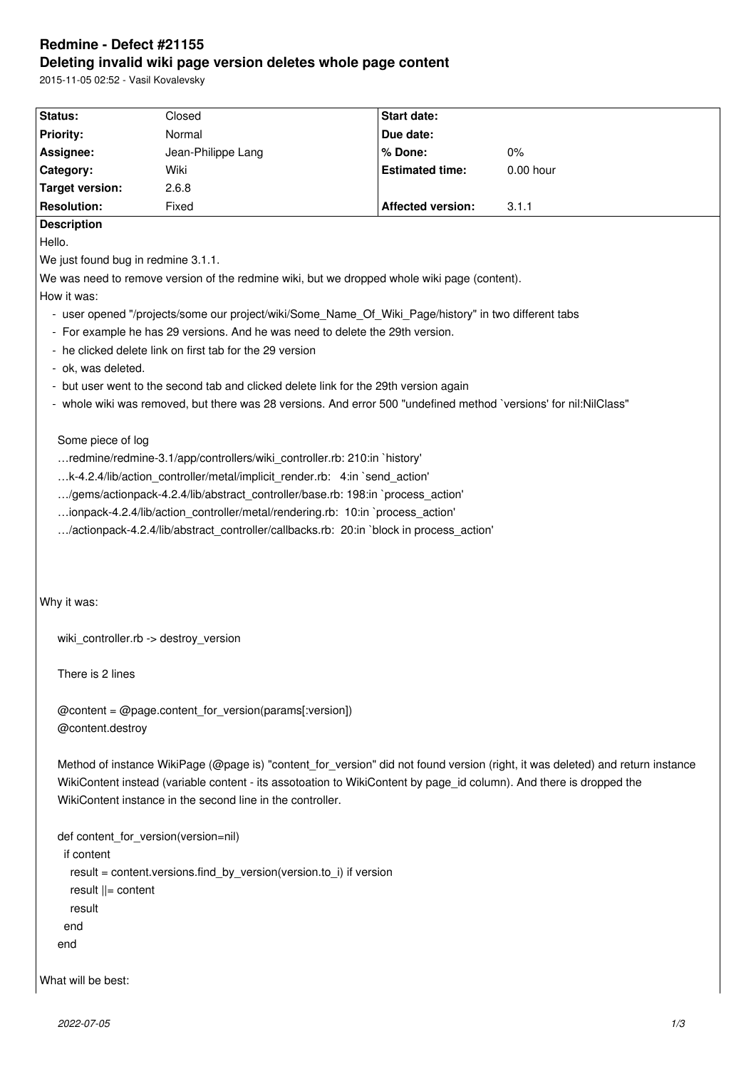# Redmine - Defect #21155

## Deleting invalid wiki page version deletes whole page content

2015-11-05 02:52 - Vasil Kovalevsky

| Status: | Closed | Start date: | |
|---|---|---|---|
| Priority: | Normal | Due date: | |
| Assignee: | Jean-Philippe Lang | % Done: | 0% |
| Category: | Wiki | Estimated time: | 0.00 hour |
| Target version: | 2.6.8 | | |
| Resolution: | Fixed | Affected version: | 3.1.1 |

**Description**

Hello.

We just found bug in redmine 3.1.1.

We was need to remove version of the redmine wiki, but we dropped whole wiki page (content).

How it was:

- user opened "/projects/some our project/wiki/Some_Name_Of_Wiki_Page/history" in two different tabs
- For example he has 29 versions. And he was need to delete the 29th version.
- he clicked delete link on first tab for the 29 version
- ok, was deleted.
- but user went to the second tab and clicked delete link for the 29th version again
- whole wiki was removed, but there was 28 versions. And error 500 "undefined method `versions' for nil:NilClass"

Some piece of log

```
…redmine/redmine-3.1/app/controllers/wiki_controller.rb: 210:in `history'
…k-4.2.4/lib/action_controller/metal/implicit_render.rb:  4:in `send_action'
…/gems/actionpack-4.2.4/lib/abstract_controller/base.rb: 198:in `process_action'
…ionpack-4.2.4/lib/action_controller/metal/rendering.rb:  10:in `process_action'
…/actionpack-4.2.4/lib/abstract_controller/callbacks.rb:  20:in `block in process_action'
```

Why it was:

wiki_controller.rb -> destroy_version

There is 2 lines

```
@content = @page.content_for_version(params[:version])
@content.destroy
```

Method of instance WikiPage (@page is) "content_for_version" did not found version (right, it was deleted) and return instance WikiContent instead (variable content - its assotoation to WikiContent by page_id column). And there is dropped the WikiContent instance in the second line in the controller.

```
def content_for_version(version=nil)
  if content
    result = content.versions.find_by_version(version.to_i) if version
    result ||= content
    result
  end
end
```

What will be best: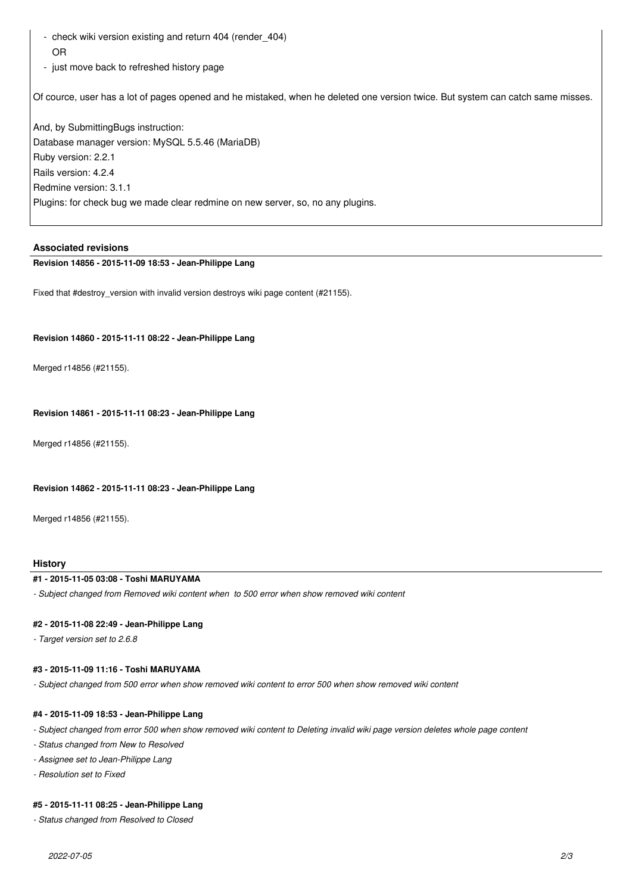- check wiki version existing and return 404 (render_404)
  OR
- just move back to refreshed history page

Of cource, user has a lot of pages opened and he mistaked, when he deleted one version twice. But system can catch same misses.

And, by SubmittingBugs instruction:
Database manager version: MySQL 5.5.46 (MariaDB)
Ruby version: 2.2.1
Rails version: 4.2.4
Redmine version: 3.1.1
Plugins: for check bug we made clear redmine on new server, so, no any plugins.

### Associated revisions

**Revision 14856 - 2015-11-09 18:53 - Jean-Philippe Lang**

Fixed that #destroy_version with invalid version destroys wiki page content (#21155).

**Revision 14860 - 2015-11-11 08:22 - Jean-Philippe Lang**

Merged r14856 (#21155).

**Revision 14861 - 2015-11-11 08:23 - Jean-Philippe Lang**

Merged r14856 (#21155).

**Revision 14862 - 2015-11-11 08:23 - Jean-Philippe Lang**

Merged r14856 (#21155).

### History

**#1 - 2015-11-05 03:08 - Toshi MARUYAMA**

*- Subject changed from Removed wiki content when to 500 error when show removed wiki content*

**#2 - 2015-11-08 22:49 - Jean-Philippe Lang**

*- Target version set to 2.6.8*

**#3 - 2015-11-09 11:16 - Toshi MARUYAMA**

*- Subject changed from 500 error when show removed wiki content to error 500 when show removed wiki content*

**#4 - 2015-11-09 18:53 - Jean-Philippe Lang**

*- Subject changed from error 500 when show removed wiki content to Deleting invalid wiki page version deletes whole page content*

*- Status changed from New to Resolved*

*- Assignee set to Jean-Philippe Lang*

*- Resolution set to Fixed*

**#5 - 2015-11-11 08:25 - Jean-Philippe Lang**

*- Status changed from Resolved to Closed*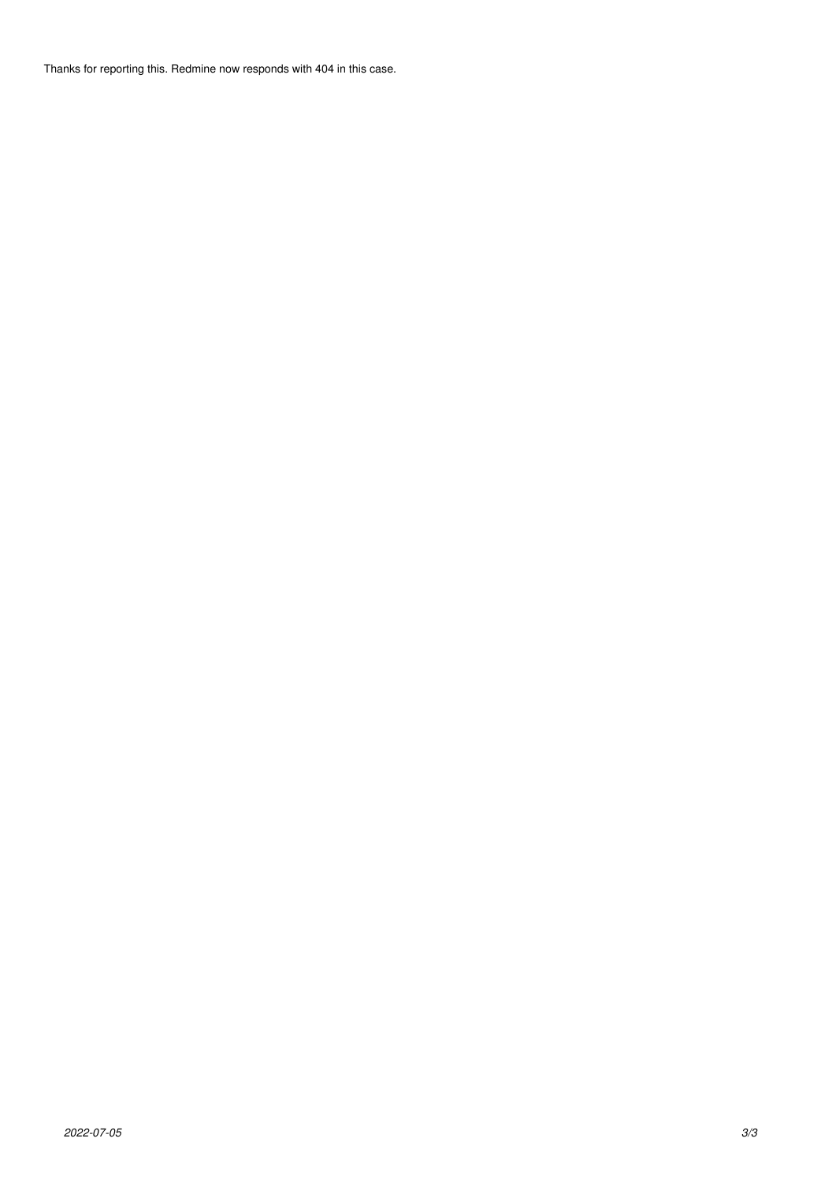Thanks for reporting this. Redmine now responds with 404 in this case.